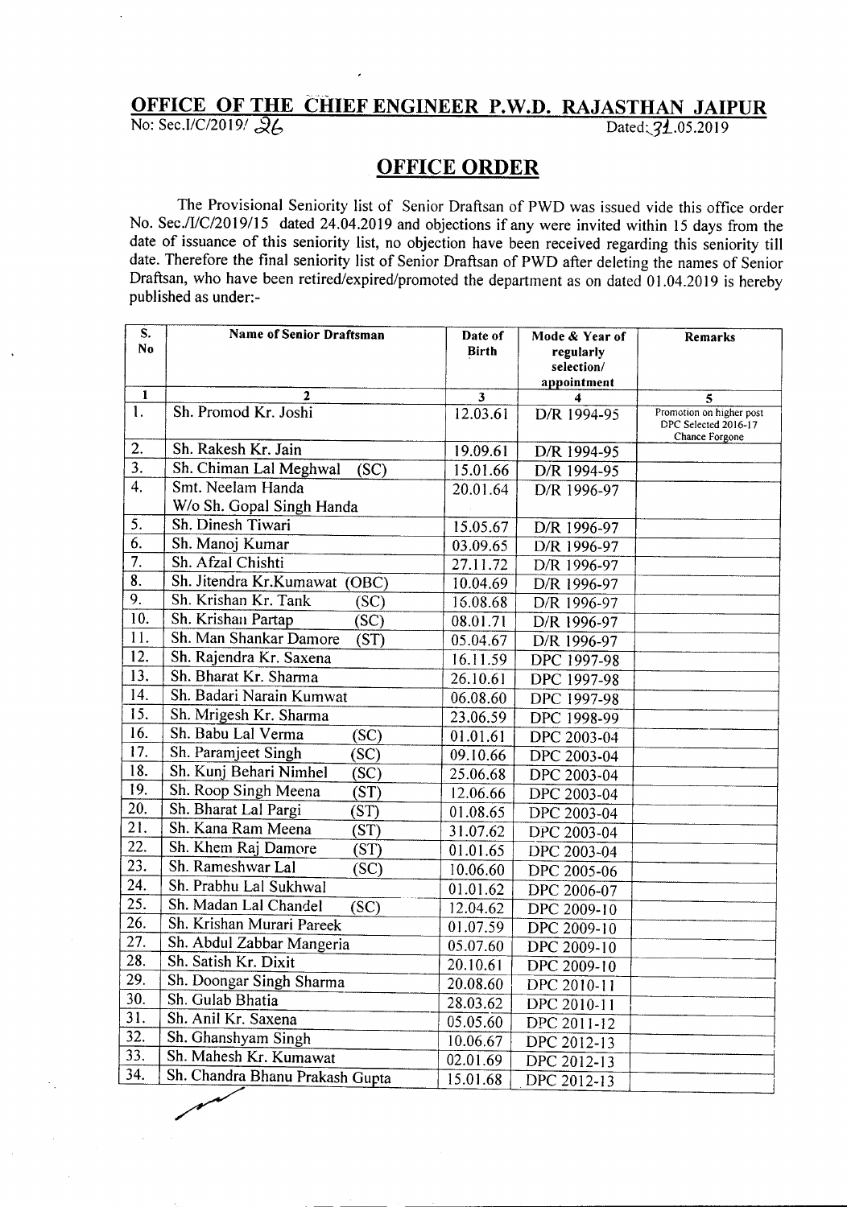## OFFICE OF THE CHIEF ENGINEER P.W.D. RAJASTHAN JAIPUR

No: Sec.I/C/2019/ 26 Dated: 31.05.2019

# OFFICE ORDER

The Provisional Seniority list of Senior Draftsan of PWD was issued vide this office order No. Sec./I/C/2019/15 dated 24.04.2019 and objections if any were invited within 15 days from the date of issuance of this seniority list, no objection have been received regarding this seniority till date. Therefore the final seniority list of Senior Draftsan of PWD after deleting the names of Senior Draftsan, who have been retired/expired/promoted the department as on dated 01.04.2019 is hereby published as under:-

| S. No | Name of Senior Draftsman | Date of Birth | Mode & Year of regularly selection/ appointment | Remarks |
|---|---|---|---|---|
| 1 | 2 | 3 | 4 | 5 |
| 1. | Sh. Promod Kr. Joshi | 12.03.61 | D/R 1994-95 | Promotion on higher post DPC Selected 2016-17 Chance Forgone |
| 2. | Sh. Rakesh Kr. Jain | 19.09.61 | D/R 1994-95 | |
| 3. | Sh. Chiman Lal Meghwal (SC) | 15.01.66 | D/R 1994-95 | |
| 4. | Smt. Neelam Handa W/o Sh. Gopal Singh Handa | 20.01.64 | D/R 1996-97 | |
| 5. | Sh. Dinesh Tiwari | 15.05.67 | D/R 1996-97 | |
| 6. | Sh. Manoj Kumar | 03.09.65 | D/R 1996-97 | |
| 7. | Sh. Afzal Chishti | 27.11.72 | D/R 1996-97 | |
| 8. | Sh. Jitendra Kr.Kumawat (OBC) | 10.04.69 | D/R 1996-97 | |
| 9. | Sh. Krishan Kr. Tank (SC) | 16.08.68 | D/R 1996-97 | |
| 10. | Sh. Krishan Partap (SC) | 08.01.71 | D/R 1996-97 | |
| 11. | Sh. Man Shankar Damore (ST) | 05.04.67 | D/R 1996-97 | |
| 12. | Sh. Rajendra Kr. Saxena | 16.11.59 | DPC 1997-98 | |
| 13. | Sh. Bharat Kr. Sharma | 26.10.61 | DPC 1997-98 | |
| 14. | Sh. Badari Narain Kumwat | 06.08.60 | DPC 1997-98 | |
| 15. | Sh. Mrigesh Kr. Sharma | 23.06.59 | DPC 1998-99 | |
| 16. | Sh. Babu Lal Verma (SC) | 01.01.61 | DPC 2003-04 | |
| 17. | Sh. Paramjeet Singh (SC) | 09.10.66 | DPC 2003-04 | |
| 18. | Sh. Kunj Behari Nimhel (SC) | 25.06.68 | DPC 2003-04 | |
| 19. | Sh. Roop Singh Meena (ST) | 12.06.66 | DPC 2003-04 | |
| 20. | Sh. Bharat Lal Pargi (ST) | 01.08.65 | DPC 2003-04 | |
| 21. | Sh. Kana Ram Meena (ST) | 31.07.62 | DPC 2003-04 | |
| 22. | Sh. Khem Raj Damore (ST) | 01.01.65 | DPC 2003-04 | |
| 23. | Sh. Rameshwar Lal (SC) | 10.06.60 | DPC 2005-06 | |
| 24. | Sh. Prabhu Lal Sukhwal | 01.01.62 | DPC 2006-07 | |
| 25. | Sh. Madan Lal Chandel (SC) | 12.04.62 | DPC 2009-10 | |
| 26. | Sh. Krishan Murari Pareek | 01.07.59 | DPC 2009-10 | |
| 27. | Sh. Abdul Zabbar Mangeria | 05.07.60 | DPC 2009-10 | |
| 28. | Sh. Satish Kr. Dixit | 20.10.61 | DPC 2009-10 | |
| 29. | Sh. Doongar Singh Sharma | 20.08.60 | DPC 2010-11 | |
| 30. | Sh. Gulab Bhatia | 28.03.62 | DPC 2010-11 | |
| 31. | Sh. Anil Kr. Saxena | 05.05.60 | DPC 2011-12 | |
| 32. | Sh. Ghanshyam Singh | 10.06.67 | DPC 2012-13 | |
| 33. | Sh. Mahesh Kr. Kumawat | 02.01.69 | DPC 2012-13 | |
| 34. | Sh. Chandra Bhanu Prakash Gupta | 15.01.68 | DPC 2012-13 | |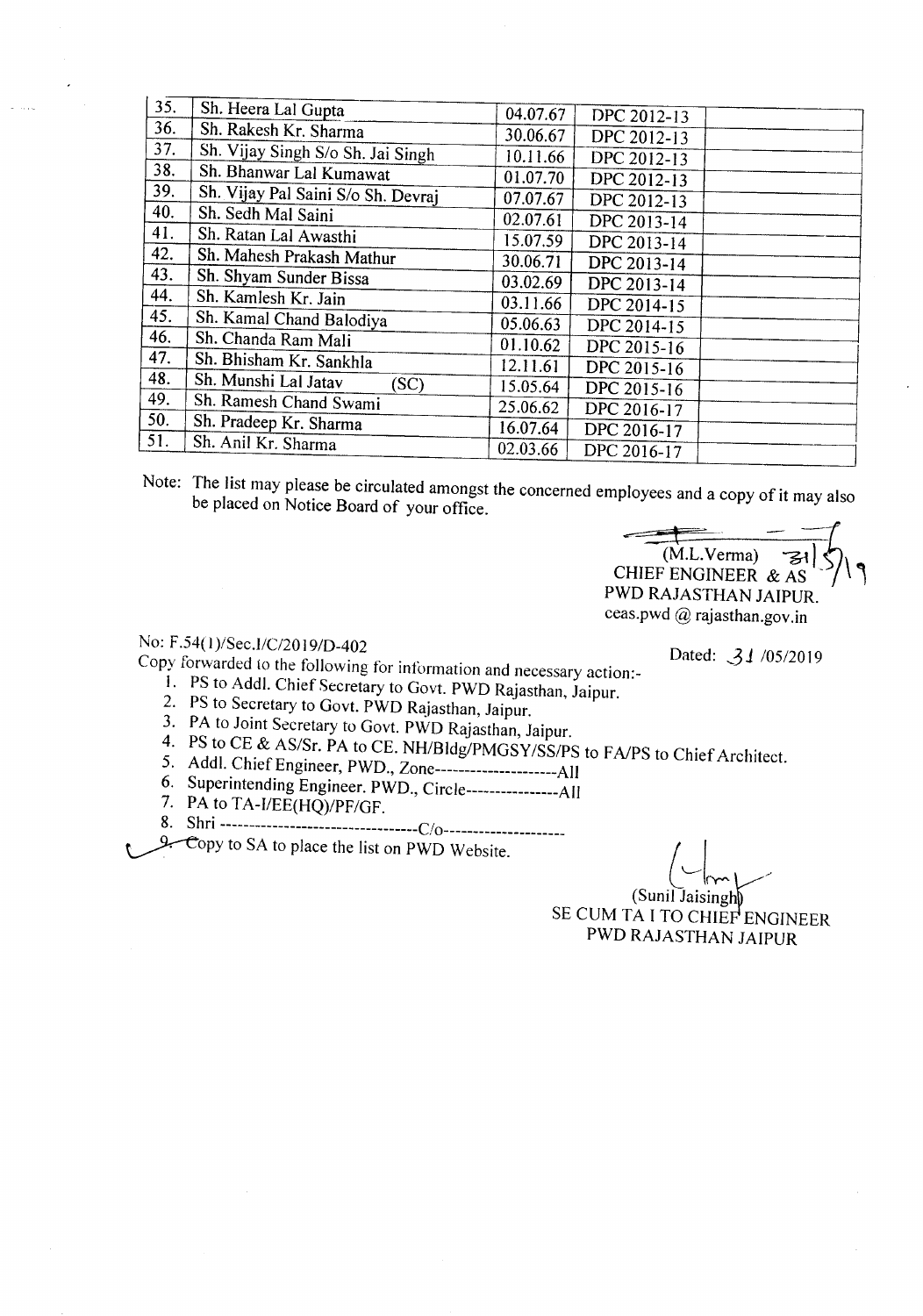| | | | | |
|---|---|---|---|---|
| 35. | Sh. Heera Lal Gupta | 04.07.67 | DPC 2012-13 | |
| 36. | Sh. Rakesh Kr. Sharma | 30.06.67 | DPC 2012-13 | |
| 37. | Sh. Vijay Singh S/o Sh. Jai Singh | 10.11.66 | DPC 2012-13 | |
| 38. | Sh. Bhanwar Lal Kumawat | 01.07.70 | DPC 2012-13 | |
| 39. | Sh. Vijay Pal Saini S/o Sh. Devraj | 07.07.67 | DPC 2012-13 | |
| 40. | Sh. Sedh Mal Saini | 02.07.61 | DPC 2013-14 | |
| 41. | Sh. Ratan Lal Awasthi | 15.07.59 | DPC 2013-14 | |
| 42. | Sh. Mahesh Prakash Mathur | 30.06.71 | DPC 2013-14 | |
| 43. | Sh. Shyam Sunder Bissa | 03.02.69 | DPC 2013-14 | |
| 44. | Sh. Kamlesh Kr. Jain | 03.11.66 | DPC 2014-15 | |
| 45. | Sh. Kamal Chand Balodiya | 05.06.63 | DPC 2014-15 | |
| 46. | Sh. Chanda Ram Mali | 01.10.62 | DPC 2015-16 | |
| 47. | Sh. Bhisham Kr. Sankhla | 12.11.61 | DPC 2015-16 | |
| 48. | Sh. Munshi Lal Jatav (SC) | 15.05.64 | DPC 2015-16 | |
| 49. | Sh. Ramesh Chand Swami | 25.06.62 | DPC 2016-17 | |
| 50. | Sh. Pradeep Kr. Sharma | 16.07.64 | DPC 2016-17 | |
| 51. | Sh. Anil Kr. Sharma | 02.03.66 | DPC 2016-17 | |

Note: The list may please be circulated amongst the concerned employees and a copy of it may also be placed on Notice Board of your office.

(M.L.Verma) 31/5/19
CHIEF ENGINEER & AS
PWD RAJASTHAN JAIPUR.
ceas.pwd @ rajasthan.gov.in

No: F.54(1)/Sec.I/C/2019/D-402

Dated: 31 /05/2019

Copy forwarded to the following for information and necessary action:-

1. PS to Addl. Chief Secretary to Govt. PWD Rajasthan, Jaipur.
2. PS to Secretary to Govt. PWD Rajasthan, Jaipur.
3. PA to Joint Secretary to Govt. PWD Rajasthan, Jaipur.
4. PS to CE & AS/Sr. PA to CE. NH/Bldg/PMGSY/SS/PS to FA/PS to Chief Architect.
5. Addl. Chief Engineer, PWD., Zone--------------------All
6. Superintending Engineer. PWD., Circle----------------All
7. PA to TA-I/EE(HQ)/PF/GF.
8. Shri ---------------------------------C/o---------------------
9. Copy to SA to place the list on PWD Website.

(Sunil Jaisingh)
SE CUM TA I TO CHIEF ENGINEER
PWD RAJASTHAN JAIPUR